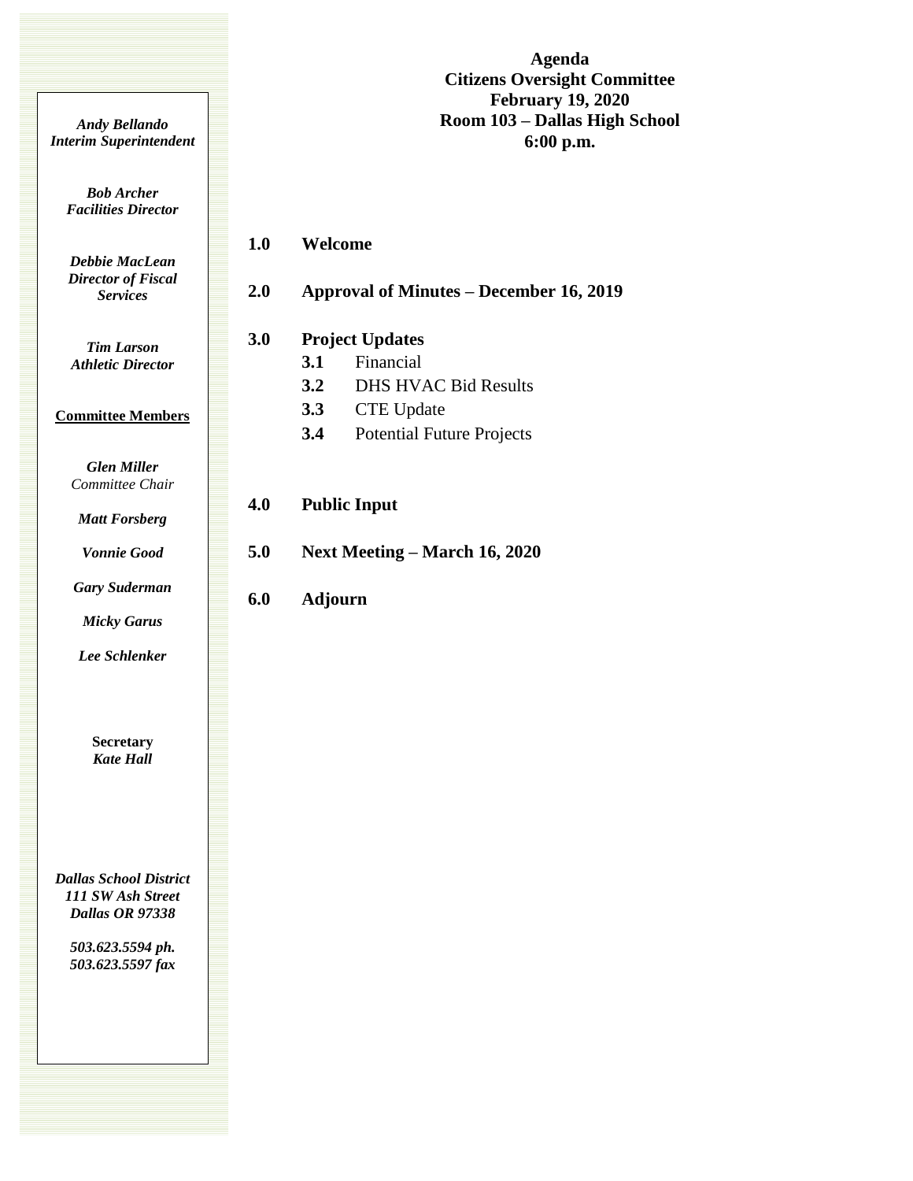# Agenda
## Citizens Oversight Committee
## February 19, 2020
## Room 103 – Dallas High School
## 6:00 p.m.

***Andy Bellando***
***Interim Superintendent***

***Bob Archer***
***Facilities Director***

***Debbie MacLean***
***Director of Fiscal Services***

***Tim Larson***
***Athletic Director***

**Committee Members**

***Glen Miller***
*Committee Chair*

***Matt Forsberg***

***Vonnie Good***

***Gary Suderman***

***Micky Garus***

***Lee Schlenker***

**Secretary**
***Kate Hall***

***Dallas School District***
***111 SW Ash Street***
***Dallas OR 97338***

***503.623.5594 ph.***
***503.623.5597 fax***

**1.0 Welcome**

**2.0 Approval of Minutes – December 16, 2019**

**3.0 Project Updates**

- **3.1** Financial
- **3.2** DHS HVAC Bid Results
- **3.3** CTE Update
- **3.4** Potential Future Projects

**4.0 Public Input**

**5.0 Next Meeting – March 16, 2020**

**6.0 Adjourn**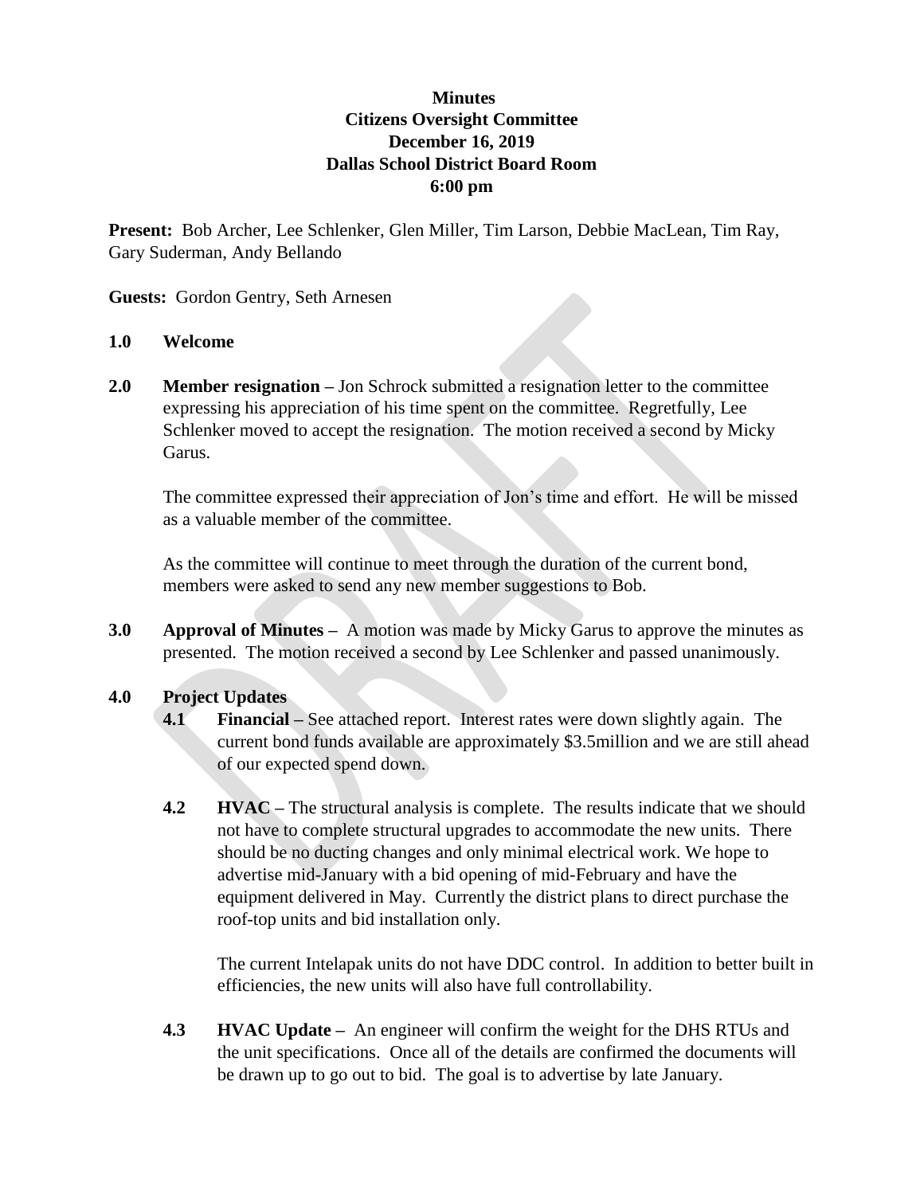**Minutes**
**Citizens Oversight Committee**
**December 16, 2019**
**Dallas School District Board Room**
**6:00 pm**

**Present:** Bob Archer, Lee Schlenker, Glen Miller, Tim Larson, Debbie MacLean, Tim Ray, Gary Suderman, Andy Bellando

**Guests:** Gordon Gentry, Seth Arnesen

**1.0 Welcome**

**2.0 Member resignation –** Jon Schrock submitted a resignation letter to the committee expressing his appreciation of his time spent on the committee. Regretfully, Lee Schlenker moved to accept the resignation. The motion received a second by Micky Garus.

The committee expressed their appreciation of Jon's time and effort. He will be missed as a valuable member of the committee.

As the committee will continue to meet through the duration of the current bond, members were asked to send any new member suggestions to Bob.

**3.0 Approval of Minutes –** A motion was made by Micky Garus to approve the minutes as presented. The motion received a second by Lee Schlenker and passed unanimously.

**4.0 Project Updates**

**4.1 Financial –** See attached report. Interest rates were down slightly again. The current bond funds available are approximately $3.5million and we are still ahead of our expected spend down.

**4.2 HVAC –** The structural analysis is complete. The results indicate that we should not have to complete structural upgrades to accommodate the new units. There should be no ducting changes and only minimal electrical work. We hope to advertise mid-January with a bid opening of mid-February and have the equipment delivered in May. Currently the district plans to direct purchase the roof-top units and bid installation only.

The current Intelapak units do not have DDC control. In addition to better built in efficiencies, the new units will also have full controllability.

**4.3 HVAC Update –** An engineer will confirm the weight for the DHS RTUs and the unit specifications. Once all of the details are confirmed the documents will be drawn up to go out to bid. The goal is to advertise by late January.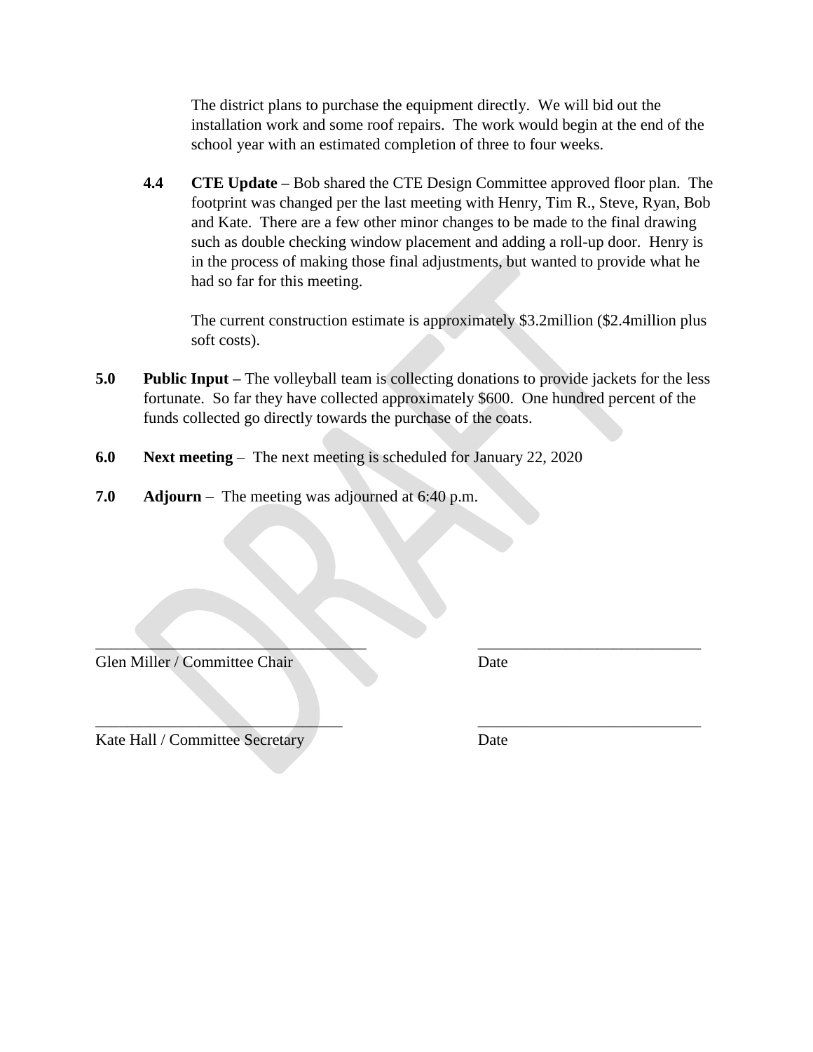The district plans to purchase the equipment directly. We will bid out the installation work and some roof repairs. The work would begin at the end of the school year with an estimated completion of three to four weeks.

**4.4 CTE Update –** Bob shared the CTE Design Committee approved floor plan. The footprint was changed per the last meeting with Henry, Tim R., Steve, Ryan, Bob and Kate. There are a few other minor changes to be made to the final drawing such as double checking window placement and adding a roll-up door. Henry is in the process of making those final adjustments, but wanted to provide what he had so far for this meeting.

The current construction estimate is approximately $3.2million ($2.4million plus soft costs).

**5.0 Public Input –** The volleyball team is collecting donations to provide jackets for the less fortunate. So far they have collected approximately $600. One hundred percent of the funds collected go directly towards the purchase of the coats.

**6.0 Next meeting** – The next meeting is scheduled for January 22, 2020

**7.0 Adjourn** – The meeting was adjourned at 6:40 p.m.

DRAFT

___________________________________ ____________________________

Glen Miller / Committee Chair Date

___________________________________ ____________________________

Kate Hall / Committee Secretary Date